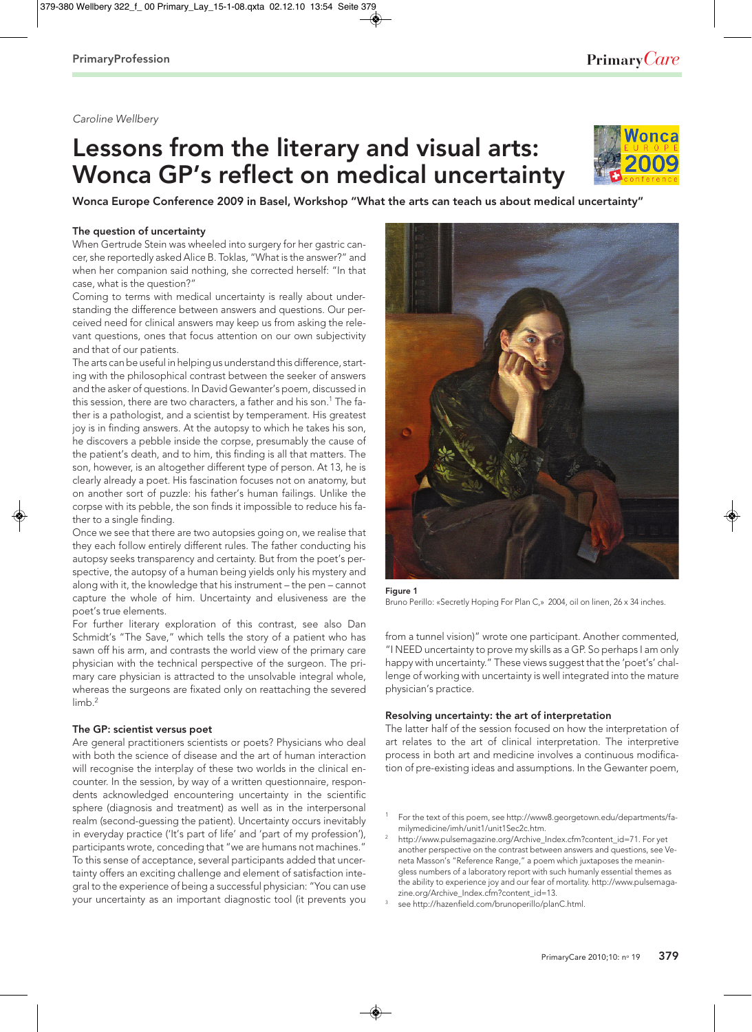Caroline Wellbery

# Lessons from the literary and visual arts: Wonca GP's reflect on medical uncertainty

**Wonca Europe Conference 2009 in Basel, Workshop "What the arts can teach us about medical uncertainty"**

### The question of uncertainty

When Gertrude Stein was wheeled into surgery for her gastric cancer, she reportedly asked Alice B. Toklas, "What is the answer?" and when her companion said nothing, she corrected herself: "In that case, what is the question?"

Coming to terms with medical uncertainty is really about understanding the difference between answers and questions. Our perceived need for clinical answers may keep us from asking the relevant questions, ones that focus attention on our own subjectivity and that of our patients.

The arts can be useful in helping us understand this difference, starting with the philosophical contrast between the seeker of answers and the asker of questions. In David Gewanter's poem, discussed in this session, there are two characters, a father and his son.[1] The father is a pathologist, and a scientist by temperament. His greatest joy is in finding answers. At the autopsy to which he takes his son, he discovers a pebble inside the corpse, presumably the cause of the patient's death, and to him, this finding is all that matters. The son, however, is an altogether different type of person. At 13, he is clearly already a poet. His fascination focuses not on anatomy, but on another sort of puzzle: his father's human failings. Unlike the corpse with its pebble, the son finds it impossible to reduce his father to a single finding.

Once we see that there are two autopsies going on, we realise that they each follow entirely different rules. The father conducting his autopsy seeks transparency and certainty. But from the poet's perspective, the autopsy of a human being yields only his mystery and along with it, the knowledge that his instrument – the pen – cannot capture the whole of him. Uncertainty and elusiveness are the poet's true elements.

For further literary exploration of this contrast, see also Dan Schmidt's "The Save," which tells the story of a patient who has sawn off his arm, and contrasts the world view of the primary care physician with the technical perspective of the surgeon. The primary care physician is attracted to the unsolvable integral whole, whereas the surgeons are fixated only on reattaching the severed limb.[2]

### The GP: scientist versus poet

Are general practitioners scientists or poets? Physicians who deal with both the science of disease and the art of human interaction will recognise the interplay of these two worlds in the clinical encounter. In the session, by way of a written questionnaire, respondents acknowledged encountering uncertainty in the scientific sphere (diagnosis and treatment) as well as in the interpersonal realm (second-guessing the patient). Uncertainty occurs inevitably in everyday practice ('It's part of life' and 'part of my profession'), participants wrote, conceding that "we are humans not machines." To this sense of acceptance, several participants added that uncertainty offers an exciting challenge and element of satisfaction integral to the experience of being a successful physician: "You can use your uncertainty as an important diagnostic tool (it prevents you from a tunnel vision)" wrote one participant. Another commented, "I NEED uncertainty to prove my skills as a GP. So perhaps I am only happy with uncertainty." These views suggest that the 'poet's' challenge of working with uncertainty is well integrated into the mature physician's practice.

**Figure 1**
Bruno Perillo: «Secretly Hoping For Plan C,» 2004, oil on linen, 26 x 34 inches.

### Resolving uncertainty: the art of interpretation

The latter half of the session focused on how the interpretation of art relates to the art of clinical interpretation. The interpretive process in both art and medicine involves a continuous modification of pre-existing ideas and assumptions. In the Gewanter poem,

---

[1] For the text of this poem, see http://www8.georgetown.edu/departments/familymedicine/imh/unit1/unit1Sec2c.htm.

[2] http://www.pulsemagazine.org/Archive_Index.cfm?content_id=71. For yet another perspective on the contrast between answers and questions, see Veneta Masson's "Reference Range," a poem which juxtaposes the meaningless numbers of a laboratory report with such humanly essential themes as the ability to experience joy and our fear of mortality. http://www.pulsemagazine.org/Archive_Index.cfm?content_id=13.

[3] see http://hazenfield.com/brunoperillo/planC.html.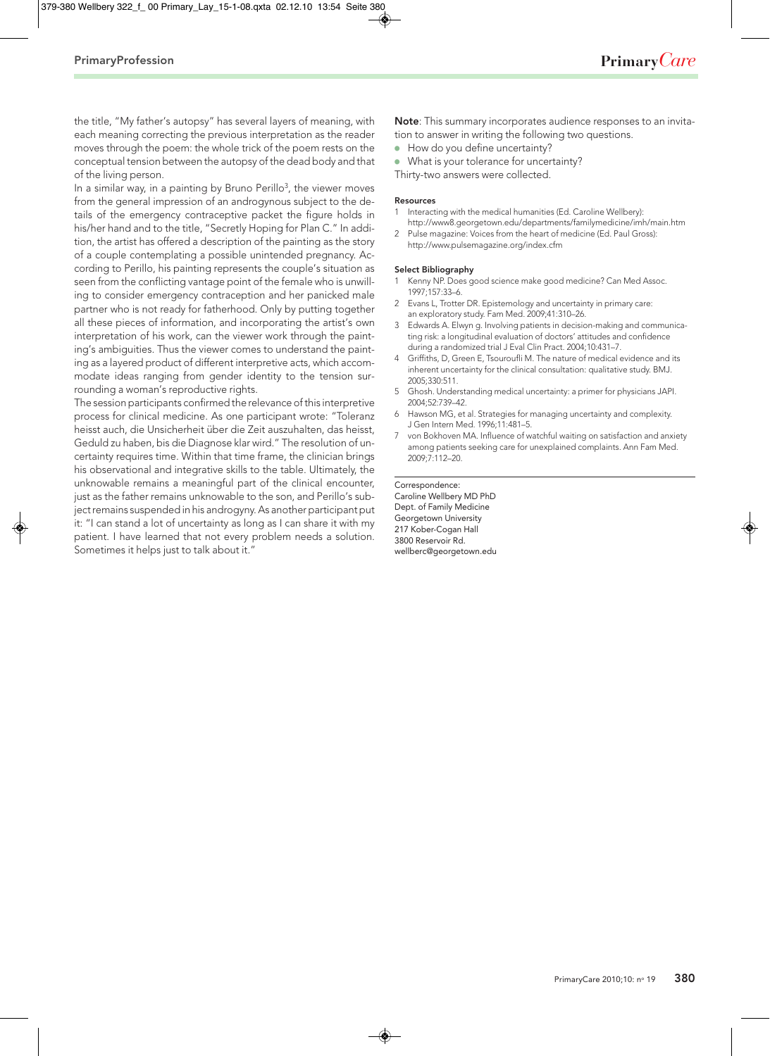the title, "My father's autopsy" has several layers of meaning, with each meaning correcting the previous interpretation as the reader moves through the poem: the whole trick of the poem rests on the conceptual tension between the autopsy of the dead body and that of the living person.

In a similar way, in a painting by Bruno Perillo[3], the viewer moves from the general impression of an androgynous subject to the details of the emergency contraceptive packet the figure holds in his/her hand and to the title, "Secretly Hoping for Plan C." In addition, the artist has offered a description of the painting as the story of a couple contemplating a possible unintended pregnancy. According to Perillo, his painting represents the couple's situation as seen from the conflicting vantage point of the female who is unwilling to consider emergency contraception and her panicked male partner who is not ready for fatherhood. Only by putting together all these pieces of information, and incorporating the artist's own interpretation of his work, can the viewer work through the painting's ambiguities. Thus the viewer comes to understand the painting as a layered product of different interpretive acts, which accommodate ideas ranging from gender identity to the tension surrounding a woman's reproductive rights.

The session participants confirmed the relevance of this interpretive process for clinical medicine. As one participant wrote: "Toleranz heisst auch, die Unsicherheit über die Zeit auszuhalten, das heisst, Geduld zu haben, bis die Diagnose klar wird." The resolution of uncertainty requires time. Within that time frame, the clinician brings his observational and integrative skills to the table. Ultimately, the unknowable remains a meaningful part of the clinical encounter, just as the father remains unknowable to the son, and Perillo's subject remains suspended in his androgyny. As another participant put it: "I can stand a lot of uncertainty as long as I can share it with my patient. I have learned that not every problem needs a solution. Sometimes it helps just to talk about it."

**Note**: This summary incorporates audience responses to an invitation to answer in writing the following two questions.

- How do you define uncertainty?
- What is your tolerance for uncertainty?

Thirty-two answers were collected.

### Resources

1. Interacting with the medical humanities (Ed. Caroline Wellbery): http://www8.georgetown.edu/departments/familymedicine/imh/main.htm
2. Pulse magazine: Voices from the heart of medicine (Ed. Paul Gross): http://www.pulsemagazine.org/index.cfm

### Select Bibliography

1. Kenny NP. Does good science make good medicine? Can Med Assoc. 1997;157:33–6.
2. Evans L, Trotter DR. Epistemology and uncertainty in primary care: an exploratory study. Fam Med. 2009;41:310–26.
3. Edwards A. Elwyn g. Involving patients in decision-making and communicating risk: a longitudinal evaluation of doctors' attitudes and confidence during a randomized trial J Eval Clin Pract. 2004;10:431–7.
4. Griffiths, D, Green E, Tsouroufli M. The nature of medical evidence and its inherent uncertainty for the clinical consultation: qualitative study. BMJ. 2005;330:511.
5. Ghosh. Understanding medical uncertainty: a primer for physicians JAPI. 2004;52:739–42.
6. Hawson MG, et al. Strategies for managing uncertainty and complexity. J Gen Intern Med. 1996;11:481–5.
7. von Bokhoven MA. Influence of watchful waiting on satisfaction and anxiety among patients seeking care for unexplained complaints. Ann Fam Med. 2009;7:112–20.

Correspondence:
Caroline Wellbery MD PhD
Dept. of Family Medicine
Georgetown University
217 Kober-Cogan Hall
3800 Reservoir Rd.
wellberc@georgetown.edu